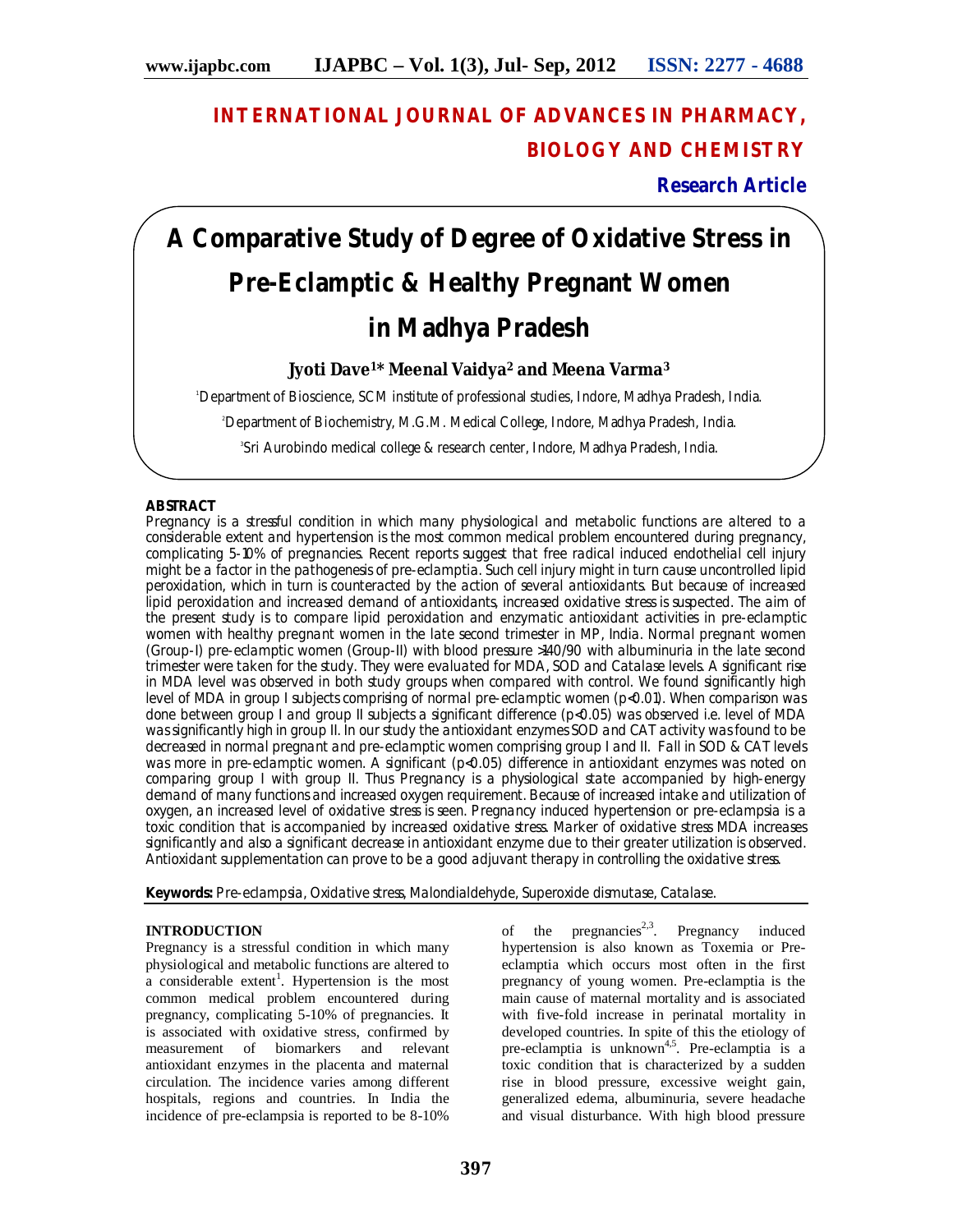# INTERNATIONAL JOURNAL OF ADVANCES IN PHARMACY, BIOLOGY AND CHEMISTRY

**Research Article**

# A Comparative Study of Degree of Oxidative Stress in Pre-Eclamptic & Healthy Pregnant Women in Madhya Pradesh

**Jyoti Dave[1]\* Meenal Vaidya[2] and Meena Varma[3]**

[1]Department of Bioscience, SCM institute of professional studies, Indore, Madhya Pradesh, India.

[2]Department of Biochemistry, M.G.M. Medical College, Indore, Madhya Pradesh, India.

[3]Sri Aurobindo medical college & research center, Indore, Madhya Pradesh, India.

## ABSTRACT

Pregnancy is a stressful condition in which many physiological and metabolic functions are altered to a considerable extent and hypertension is the most common medical problem encountered during pregnancy, complicating 5-10% of pregnancies. Recent reports suggest that free radical induced endothelial cell injury might be a factor in the pathogenesis of pre-eclamptia. Such cell injury might in turn cause uncontrolled lipid peroxidation, which in turn is counteracted by the action of several antioxidants. But because of increased lipid peroxidation and increased demand of antioxidants, increased oxidative stress is suspected. The aim of the present study is to compare lipid peroxidation and enzymatic antioxidant activities in pre-eclamptic women with healthy pregnant women in the late second trimester in MP, India. Normal pregnant women (Group-I) pre-eclamptic women (Group-II) with blood pressure >140/90 with albuminuria in the late second trimester were taken for the study. They were evaluated for MDA, SOD and Catalase levels. A significant rise in MDA level was observed in both study groups when compared with control. We found significantly high level of MDA in group I subjects comprising of normal pre-eclamptic women ($p<0.01$). When comparison was done between group I and group II subjects a significant difference ($p<0.05$) was observed i.e. level of MDA was significantly high in group II. In our study the antioxidant enzymes SOD and CAT activity was found to be decreased in normal pregnant and pre-eclamptic women comprising group I and II. Fall in SOD & CAT levels was more in pre-eclamptic women. A significant ($p<0.05$) difference in antioxidant enzymes was noted on comparing group I with group II. Thus Pregnancy is a physiological state accompanied by high-energy demand of many functions and increased oxygen requirement. Because of increased intake and utilization of oxygen, an increased level of oxidative stress is seen. Pregnancy induced hypertension or pre-eclampsia is a toxic condition that is accompanied by increased oxidative stress. Marker of oxidative stress MDA increases significantly and also a significant decrease in antioxidant enzyme due to their greater utilization is observed. Antioxidant supplementation can prove to be a good adjuvant therapy in controlling the oxidative stress.

**Keywords:** Pre-eclampsia, Oxidative stress, Malondialdehyde, Superoxide dismutase, Catalase.

## INTRODUCTION

Pregnancy is a stressful condition in which many physiological and metabolic functions are altered to a considerable extent[1]. Hypertension is the most common medical problem encountered during pregnancy, complicating 5-10% of pregnancies. It is associated with oxidative stress, confirmed by measurement of biomarkers and relevant antioxidant enzymes in the placenta and maternal circulation. The incidence varies among different hospitals, regions and countries. In India the incidence of pre-eclampsia is reported to be 8-10% of the pregnancies[2,3]. Pregnancy induced hypertension is also known as Toxemia or Pre-eclampsia which occurs most often in the first pregnancy of young women. Pre-eclamptia is the main cause of maternal mortality and is associated with five-fold increase in perinatal mortality in developed countries. In spite of this the etiology of pre-eclamptia is unknown[4,5]. Pre-eclamptia is a toxic condition that is characterized by a sudden rise in blood pressure, excessive weight gain, generalized edema, albuminuria, severe headache and visual disturbance. With high blood pressure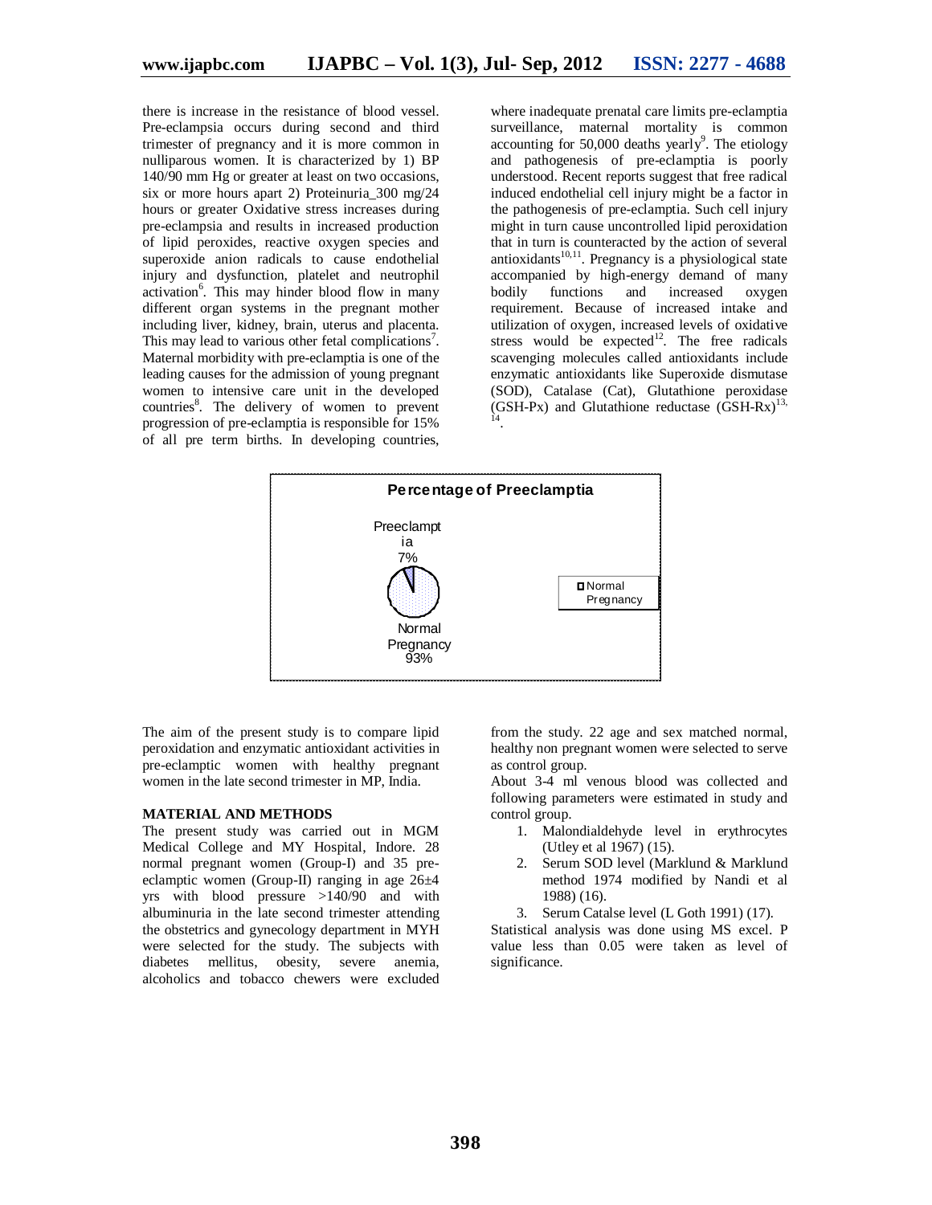there is increase in the resistance of blood vessel. Pre-eclampsia occurs during second and third trimester of pregnancy and it is more common in nulliparous women. It is characterized by 1) BP 140/90 mm Hg or greater at least on two occasions, six or more hours apart 2) Proteinuria_300 mg/24 hours or greater Oxidative stress increases during pre-eclampsia and results in increased production of lipid peroxides, reactive oxygen species and superoxide anion radicals to cause endothelial injury and dysfunction, platelet and neutrophil activation[6]. This may hinder blood flow in many different organ systems in the pregnant mother including liver, kidney, brain, uterus and placenta. This may lead to various other fetal complications[7]. Maternal morbidity with pre-eclampsia is one of the leading causes for the admission of young pregnant women to intensive care unit in the developed countries[8]. The delivery of women to prevent progression of pre-eclampsia is responsible for 15% of all pre term births. In developing countries, where inadequate prenatal care limits pre-eclamptia surveillance, maternal mortality is common accounting for 50,000 deaths yearly[9]. The etiology and pathogenesis of pre-eclamptia is poorly understood. Recent reports suggest that free radical induced endothelial cell injury might be a factor in the pathogenesis of pre-eclamptia. Such cell injury might in turn cause uncontrolled lipid peroxidation that in turn is counteracted by the action of several antioxidants[10,11]. Pregnancy is a physiological state accompanied by high-energy demand of many bodily functions and increased oxygen requirement. Because of increased intake and utilization of oxygen, increased levels of oxidative stress would be expected[12]. The free radicals scavenging molecules called antioxidants include enzymatic antioxidants like Superoxide dismutase (SOD), Catalase (Cat), Glutathione peroxidase (GSH-Px) and Glutathione reductase (GSH-Rx)[13,14].

**Percentage of Preeclamptia**

Preeclamptia 7%

Normal Pregnancy 93%

The aim of the present study is to compare lipid peroxidation and enzymatic antioxidant activities in pre-eclamptic women with healthy pregnant women in the late second trimester in MP, India.

## MATERIAL AND METHODS

The present study was carried out in MGM Medical College and MY Hospital, Indore. 28 normal pregnant women (Group-I) and 35 pre-eclamptic women (Group-II) ranging in age 26±4 yrs with blood pressure >140/90 and with albuminuria in the late second trimester attending the obstetrics and gynecology department in MYH were selected for the study. The subjects with diabetes mellitus, obesity, severe anemia, alcoholics and tobacco chewers were excluded from the study. 22 age and sex matched normal, healthy non pregnant women were selected to serve as control group.

About 3-4 ml venous blood was collected and following parameters were estimated in study and control group.

1. Malondialdehyde level in erythrocytes (Utley et al 1967) (15).
2. Serum SOD level (Marklund & Marklund method 1974 modified by Nandi et al 1988) (16).
3. Serum Catalse level (L Goth 1991) (17).

Statistical analysis was done using MS excel. P value less than 0.05 were taken as level of significance.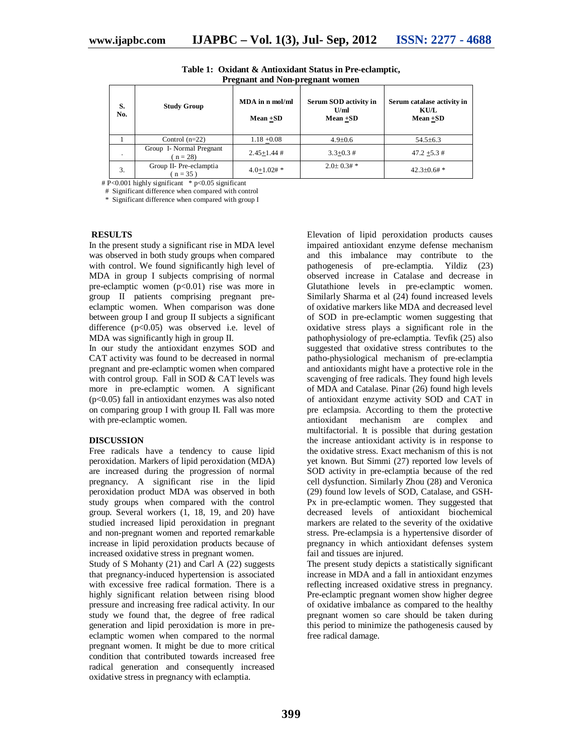**Table 1: Oxidant & Antioxidant Status in Pre-eclamptic, Pregnant and Non-pregnant women**

| S. No. | Study Group | MDA in n mol/ml Mean ±SD | Serum SOD activity in U/ml Mean ±SD | Serum catalase activity in KU/L Mean ±SD |
|---|---|---|---|---|
| 1 | Control (n=22) | 1.18 ±0.08 | 4.9±0.6 | 54.5±6.3 |
| . | Group I- Normal Pregnant ( n = 28) | 2.45±1.44 # | 3.3±0.3 # | 47.2 ±5.3 # |
| 3. | Group II- Pre-eclamptia ( n = 35 ) | 4.0±1.02# * | 2.0± 0.3# * | 42.3±0.6# * |

# P<0.001 highly significant * p<0.05 significant

# Significant difference when compared with control

* Significant difference when compared with group I

## RESULTS

In the present study a significant rise in MDA level was observed in both study groups when compared with control. We found significantly high level of MDA in group I subjects comprising of normal pre-eclamptic women ($p<0.01$) rise was more in group II patients comprising pregnant pre-eclamptic women. When comparison was done between group I and group II subjects a significant difference ($p<0.05$) was observed i.e. level of MDA was significantly high in group II.

In our study the antioxidant enzymes SOD and CAT activity was found to be decreased in normal pregnant and pre-eclamptic women when compared with control group. Fall in SOD & CAT levels was more in pre-eclamptic women. A significant ($p<0.05$) fall in antioxidant enzymes was also noted on comparing group I with group II. Fall was more with pre-eclamptic women.

## DISCUSSION

Free radicals have a tendency to cause lipid peroxidation. Markers of lipid peroxidation (MDA) are increased during the progression of normal pregnancy. A significant rise in the lipid peroxidation product MDA was observed in both study groups when compared with the control group. Several workers (1, 18, 19, and 20) have studied increased lipid peroxidation in pregnant and non-pregnant women and reported remarkable increase in lipid peroxidation products because of increased oxidative stress in pregnant women.

Study of S Mohanty (21) and Carl A (22) suggests that pregnancy-induced hypertension is associated with excessive free radical formation. There is a highly significant relation between rising blood pressure and increasing free radical activity. In our study we found that, the degree of free radical generation and lipid peroxidation is more in pre-eclamptic women when compared to the normal pregnant women. It might be due to more critical condition that contributed towards increased free radical generation and consequently increased oxidative stress in pregnancy with eclamptia.

Elevation of lipid peroxidation products causes impaired antioxidant enzyme defense mechanism and this imbalance may contribute to the pathogenesis of pre-eclamptia. Yildiz (23) observed increase in Catalase and decrease in Glutathione levels in pre-eclamptic women. Similarly Sharma et al (24) found increased levels of oxidative markers like MDA and decreased level of SOD in pre-eclamptic women suggesting that oxidative stress plays a significant role in the pathophysiology of pre-eclamptia. Tevfik (25) also suggested that oxidative stress contributes to the patho-physiological mechanism of pre-eclamptia and antioxidants might have a protective role in the scavenging of free radicals. They found high levels of MDA and Catalase. Pinar (26) found high levels of antioxidant enzyme activity SOD and CAT in pre eclampsia. According to them the protective antioxidant mechanism are complex and multifactorial. It is possible that during gestation the increase antioxidant activity is in response to the oxidative stress. Exact mechanism of this is not yet known. But Simmi (27) reported low levels of SOD activity in pre-eclamptia because of the red cell dysfunction. Similarly Zhou (28) and Veronica (29) found low levels of SOD, Catalase, and GSH-Px in pre-eclamptic women. They suggested that decreased levels of antioxidant biochemical markers are related to the severity of the oxidative stress. Pre-eclampsia is a hypertensive disorder of pregnancy in which antioxidant defenses system fail and tissues are injured.

The present study depicts a statistically significant increase in MDA and a fall in antioxidant enzymes reflecting increased oxidative stress in pregnancy. Pre-eclamptic pregnant women show higher degree of oxidative imbalance as compared to the healthy pregnant women so care should be taken during this period to minimize the pathogenesis caused by free radical damage.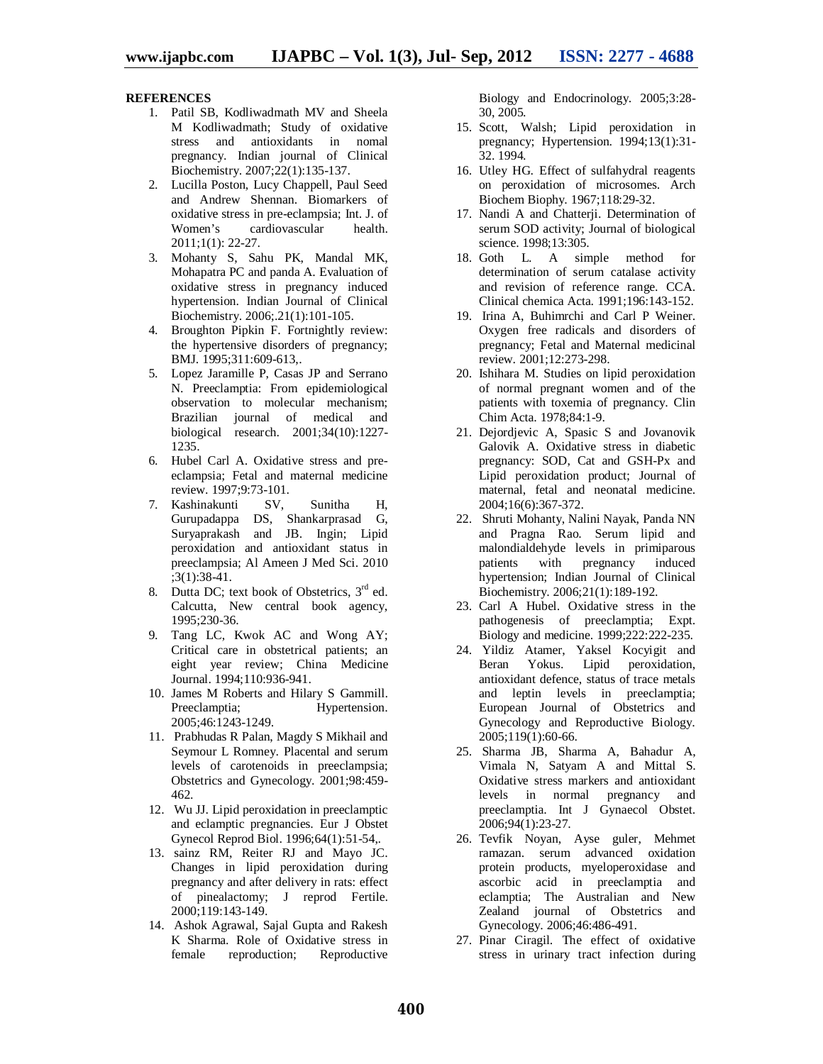**REFERENCES**

1. Patil SB, Kodliwadmath MV and Sheela M Kodliwadmath; Study of oxidative stress and antioxidants in nomal pregnancy. Indian journal of Clinical Biochemistry. 2007;22(1):135-137.
2. Lucilla Poston, Lucy Chappell, Paul Seed and Andrew Shennan. Biomarkers of oxidative stress in pre-eclampsia; Int. J. of Women's cardiovascular health. 2011;1(1): 22-27.
3. Mohanty S, Sahu PK, Mandal MK, Mohapatra PC and panda A. Evaluation of oxidative stress in pregnancy induced hypertension. Indian Journal of Clinical Biochemistry. 2006;.21(1):101-105.
4. Broughton Pipkin F. Fortnightly review: the hypertensive disorders of pregnancy; BMJ. 1995;311:609-613,.
5. Lopez Jaramille P, Casas JP and Serrano N. Preeclamptia: From epidemiological observation to molecular mechanism; Brazilian journal of medical and biological research. 2001;34(10):1227-1235.
6. Hubel Carl A. Oxidative stress and pre-eclampsia; Fetal and maternal medicine review. 1997;9:73-101.
7. Kashinakunti SV, Sunitha H, Gurupadappa DS, Shankarprasad G, Suryaprakash and JB. Ingin; Lipid peroxidation and antioxidant status in preeclampsia; Al Ameen J Med Sci. 2010 ;3(1):38-41.
8. Dutta DC; text book of Obstetrics, 3rd ed. Calcutta, New central book agency, 1995;230-36.
9. Tang LC, Kwok AC and Wong AY; Critical care in obstetrical patients; an eight year review; China Medicine Journal. 1994;110:936-941.
10. James M Roberts and Hilary S Gammill. Preeclamptia; Hypertension. 2005;46:1243-1249.
11. Prabhudas R Palan, Magdy S Mikhail and Seymour L Romney. Placental and serum levels of carotenoids in preeclampsia; Obstetrics and Gynecology. 2001;98:459-462.
12. Wu JJ. Lipid peroxidation in preeclamptic and eclamptic pregnancies. Eur J Obstet Gynecol Reprod Biol. 1996;64(1):51-54,.
13. sainz RM, Reiter RJ and Mayo JC. Changes in lipid peroxidation during pregnancy and after delivery in rats: effect of pinealactomy; J reprod Fertile. 2000;119:143-149.
14. Ashok Agrawal, Sajal Gupta and Rakesh K Sharma. Role of Oxidative stress in female reproduction; Reproductive Biology and Endocrinology. 2005;3:28-30, 2005.
15. Scott, Walsh; Lipid peroxidation in pregnancy; Hypertension. 1994;13(1):31-32. 1994.
16. Utley HG. Effect of sulfahydral reagents on peroxidation of microsomes. Arch Biochem Biophy. 1967;118:29-32.
17. Nandi A and Chatterji. Determination of serum SOD activity; Journal of biological science. 1998;13:305.
18. Goth L. A simple method for determination of serum catalase activity and revision of reference range. CCA. Clinical chemica Acta. 1991;196:143-152.
19. Irina A, Buhimrchi and Carl P Weiner. Oxygen free radicals and disorders of pregnancy; Fetal and Maternal medicinal review. 2001;12:273-298.
20. Ishihara M. Studies on lipid peroxidation of normal pregnant women and of the patients with toxemia of pregnancy. Clin Chim Acta. 1978;84:1-9.
21. Dejordjevic A, Spasic S and Jovanovik Galovik A. Oxidative stress in diabetic pregnancy: SOD, Cat and GSH-Px and Lipid peroxidation product; Journal of maternal, fetal and neonatal medicine. 2004;16(6):367-372.
22. Shruti Mohanty, Nalini Nayak, Panda NN and Pragna Rao. Serum lipid and malondialdehyde levels in primiparous patients with pregnancy induced hypertension; Indian Journal of Clinical Biochemistry. 2006;21(1):189-192.
23. Carl A Hubel. Oxidative stress in the pathogenesis of preeclamptia; Expt. Biology and medicine. 1999;222:222-235.
24. Yildiz Atamer, Yaksel Kocyigit and Beran Yokus. Lipid peroxidation, antioxidant defence, status of trace metals and leptin levels in preeclamptia; European Journal of Obstetrics and Gynecology and Reproductive Biology. 2005;119(1):60-66.
25. Sharma JB, Sharma A, Bahadur A, Vimala N, Satyam A and Mittal S. Oxidative stress markers and antioxidant levels in normal pregnancy and preeclamptia. Int J Gynaecol Obstet. 2006;94(1):23-27.
26. Tevfik Noyan, Ayse guler, Mehmet ramazan. serum advanced oxidation protein products, myeloperoxidase and ascorbic acid in preeclamptia and eclamptia; The Australian and New Zealand journal of Obstetrics and Gynecology. 2006;46:486-491.
27. Pinar Ciragil. The effect of oxidative stress in urinary tract infection during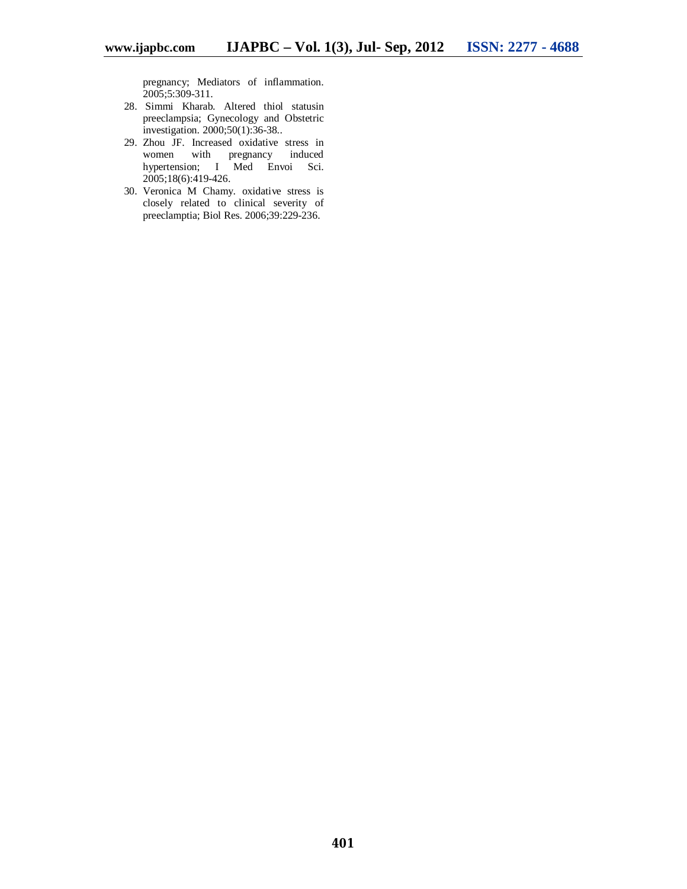pregnancy; Mediators of inflammation. 2005;5:309-311.

28. Simmi Kharab. Altered thiol statusin preeclampsia; Gynecology and Obstetric investigation. 2000;50(1):36-38..
29. Zhou JF. Increased oxidative stress in women with pregnancy induced hypertension; I Med Envoi Sci. 2005;18(6):419-426.
30. Veronica M Chamy. oxidative stress is closely related to clinical severity of preeclamptia; Biol Res. 2006;39:229-236.